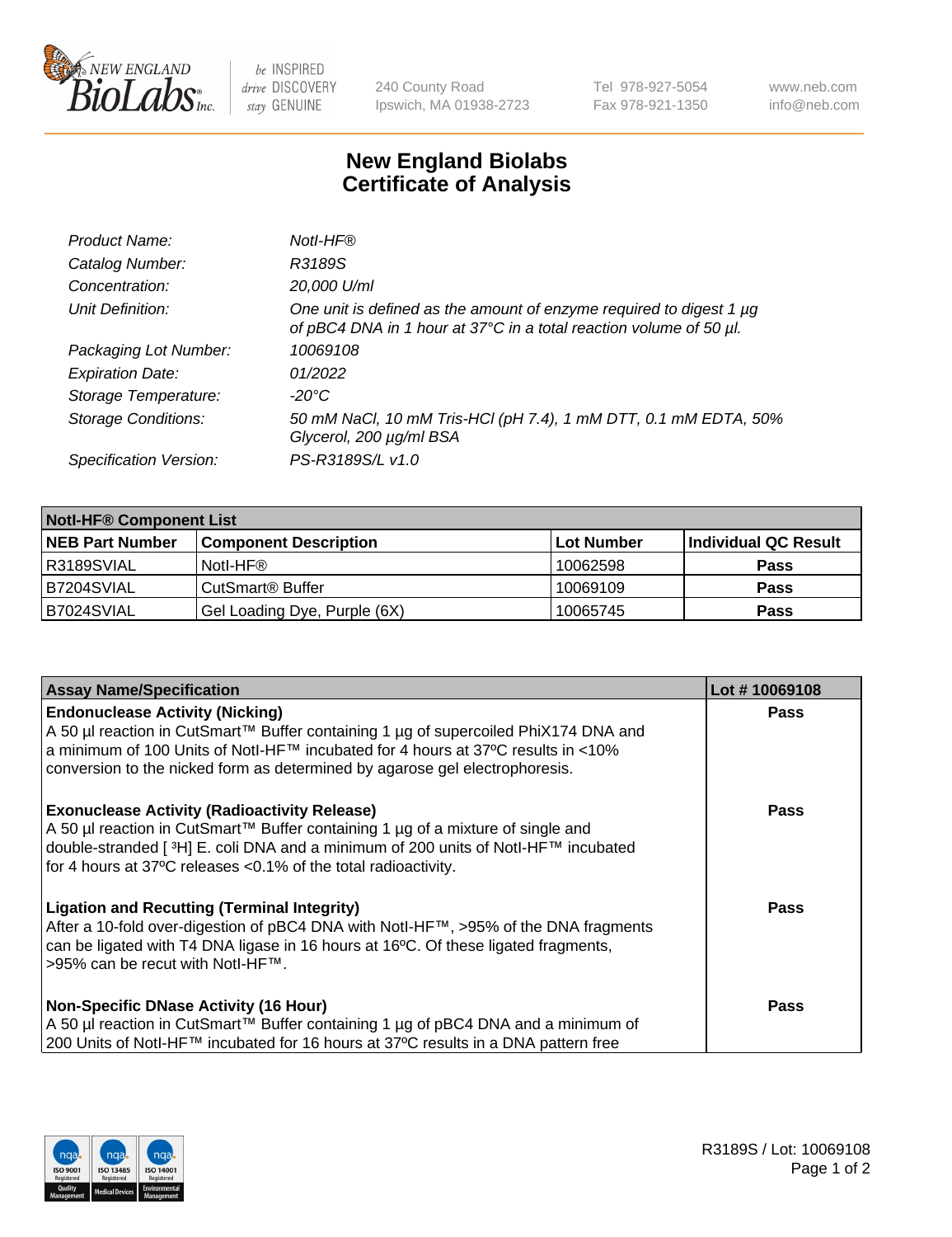# New England Biolabs Certificate of Analysis

| | |
|---|---|
| *Product Name:* | *NotI-HF®* |
| *Catalog Number:* | *R3189S* |
| *Concentration:* | *20,000 U/ml* |
| *Unit Definition:* | *One unit is defined as the amount of enzyme required to digest 1 µg of pBC4 DNA in 1 hour at 37°C in a total reaction volume of 50 µl.* |
| *Packaging Lot Number:* | *10069108* |
| *Expiration Date:* | *01/2022* |
| *Storage Temperature:* | *-20°C* |
| *Storage Conditions:* | *50 mM NaCl, 10 mM Tris-HCl (pH 7.4), 1 mM DTT, 0.1 mM EDTA, 50% Glycerol, 200 µg/ml BSA* |
| *Specification Version:* | *PS-R3189S/L v1.0* |

| NotI-HF® Component List | | | |
|---|---|---|---|
| **NEB Part Number** | **Component Description** | **Lot Number** | **Individual QC Result** |
| R3189SVIAL | NotI-HF® | 10062598 | **Pass** |
| B7204SVIAL | CutSmart® Buffer | 10069109 | **Pass** |
| B7024SVIAL | Gel Loading Dye, Purple (6X) | 10065745 | **Pass** |

| Assay Name/Specification | Lot # 10069108 |
|---|---|
| **Endonuclease Activity (Nicking)** A 50 µl reaction in CutSmart™ Buffer containing 1 µg of supercoiled PhiX174 DNA and a minimum of 100 Units of NotI-HF™ incubated for 4 hours at 37ºC results in <10% conversion to the nicked form as determined by agarose gel electrophoresis. | **Pass** |
| **Exonuclease Activity (Radioactivity Release)** A 50 µl reaction in CutSmart™ Buffer containing 1 µg of a mixture of single and double-stranded [$^{3}$H] E. coli DNA and a minimum of 200 units of NotI-HF™ incubated for 4 hours at 37ºC releases <0.1% of the total radioactivity. | **Pass** |
| **Ligation and Recutting (Terminal Integrity)** After a 10-fold over-digestion of pBC4 DNA with NotI-HF™, >95% of the DNA fragments can be ligated with T4 DNA ligase in 16 hours at 16ºC. Of these ligated fragments, >95% can be recut with NotI-HF™. | **Pass** |
| **Non-Specific DNase Activity (16 Hour)** A 50 µl reaction in CutSmart™ Buffer containing 1 µg of pBC4 DNA and a minimum of 200 Units of NotI-HF™ incubated for 16 hours at 37ºC results in a DNA pattern free | **Pass** |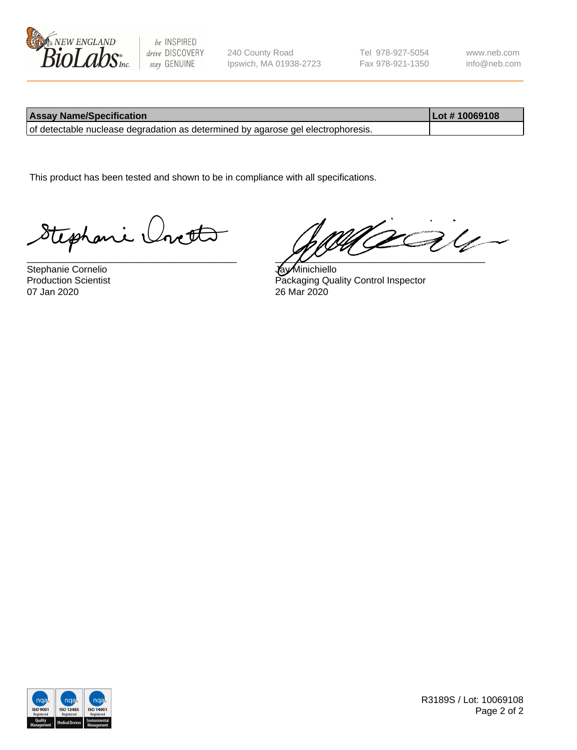NEW ENGLAND BioLabs Inc. — be INSPIRED drive DISCOVERY stay GENUINE

240 County Road
Ipswich, MA 01938-2723

Tel 978-927-5054
Fax 978-921-1350

www.neb.com
info@neb.com

| Assay Name/Specification | Lot # 10069108 |
|---|---|
| of detectable nuclease degradation as determined by agarose gel electrophoresis. | |

This product has been tested and shown to be in compliance with all specifications.

Stephanie Cornelio
Production Scientist
07 Jan 2020

Jay Minichiello
Packaging Quality Control Inspector
26 Mar 2020

R3189S / Lot: 10069108